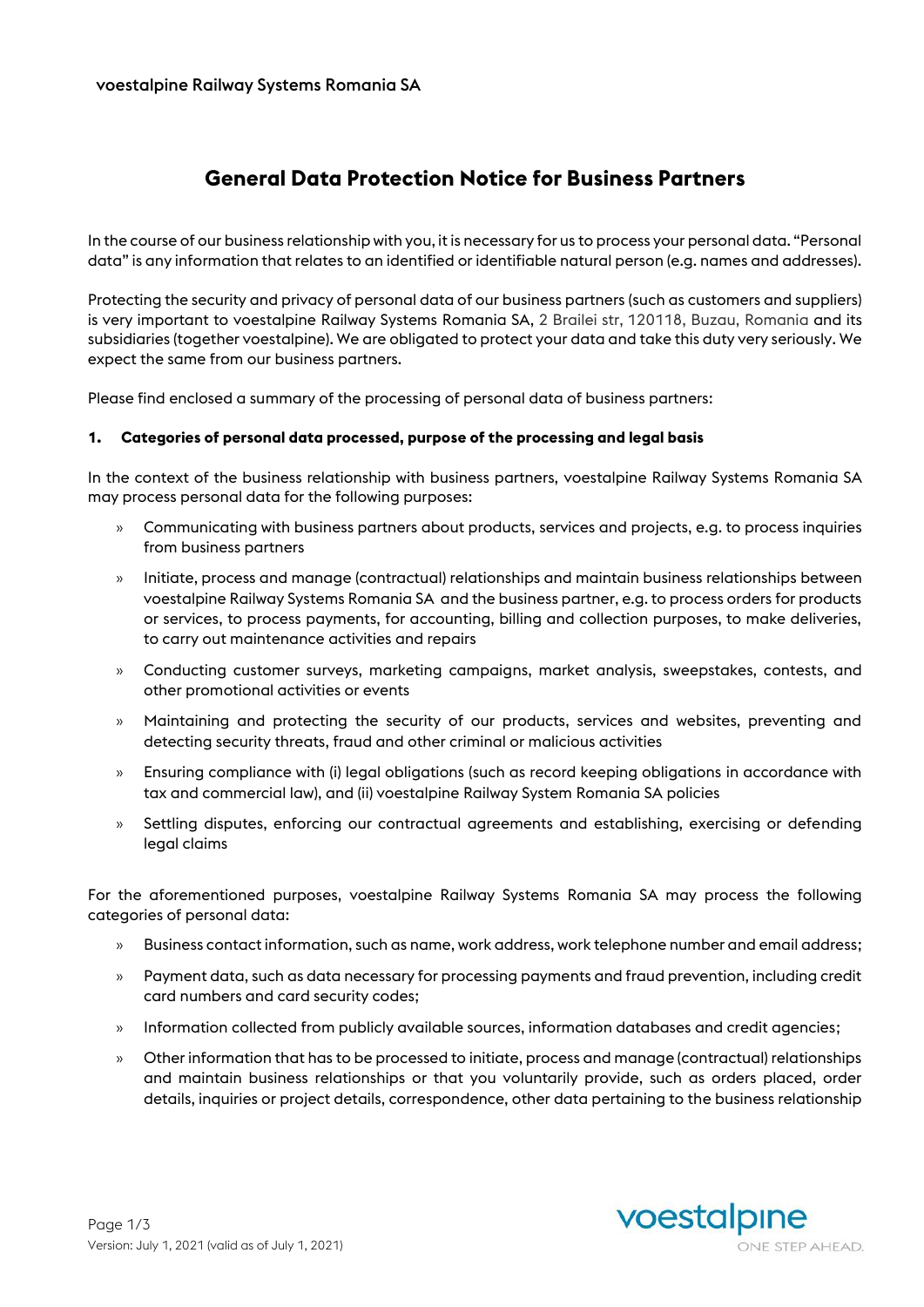voestalpine Railway Systems Romania SA

# General Data Protection Notice for Business Partners

In the course of our business relationship with you, it is necessary for us to process your personal data. "Personal data" is any information that relates to an identified or identifiable natural person (e.g. names and addresses).

Protecting the security and privacy of personal data of our business partners (such as customers and suppliers) is very important to voestalpine Railway Systems Romania SA, 2 Brailei str, 120118, Buzau, Romania and its subsidiaries (together voestalpine). We are obligated to protect your data and take this duty very seriously. We expect the same from our business partners.

Please find enclosed a summary of the processing of personal data of business partners:

## 1. Categories of personal data processed, purpose of the processing and legal basis

In the context of the business relationship with business partners, voestalpine Railway Systems Romania SA may process personal data for the following purposes:

- Communicating with business partners about products, services and projects, e.g. to process inquiries from business partners
- Initiate, process and manage (contractual) relationships and maintain business relationships between voestalpine Railway Systems Romania SA and the business partner, e.g. to process orders for products or services, to process payments, for accounting, billing and collection purposes, to make deliveries, to carry out maintenance activities and repairs
- Conducting customer surveys, marketing campaigns, market analysis, sweepstakes, contests, and other promotional activities or events
- Maintaining and protecting the security of our products, services and websites, preventing and detecting security threats, fraud and other criminal or malicious activities
- Ensuring compliance with (i) legal obligations (such as record keeping obligations in accordance with tax and commercial law), and (ii) voestalpine Railway System Romania SA policies
- Settling disputes, enforcing our contractual agreements and establishing, exercising or defending legal claims

For the aforementioned purposes, voestalpine Railway Systems Romania SA may process the following categories of personal data:

- Business contact information, such as name, work address, work telephone number and email address;
- Payment data, such as data necessary for processing payments and fraud prevention, including credit card numbers and card security codes;
- Information collected from publicly available sources, information databases and credit agencies;
- Other information that has to be processed to initiate, process and manage (contractual) relationships and maintain business relationships or that you voluntarily provide, such as orders placed, order details, inquiries or project details, correspondence, other data pertaining to the business relationship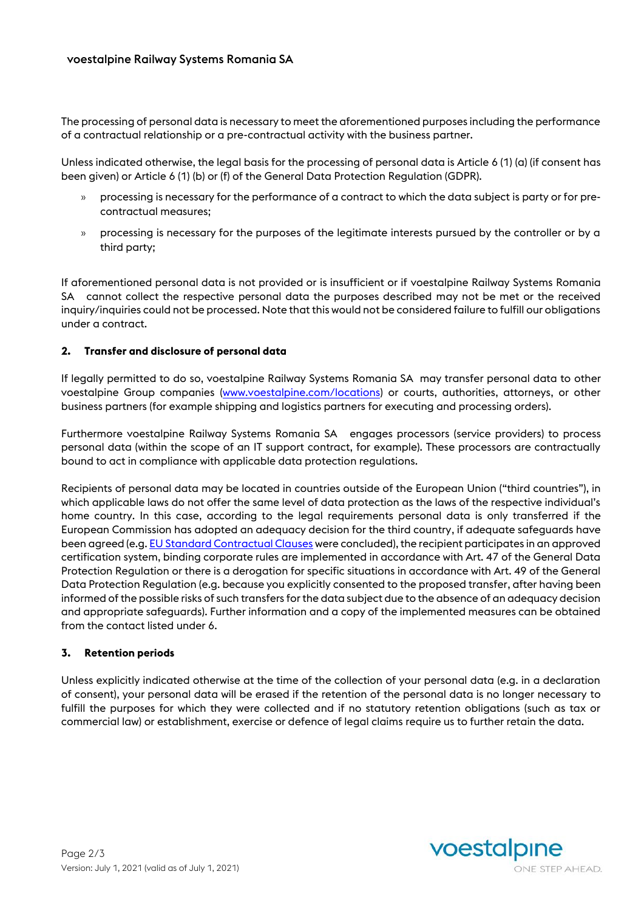The processing of personal data is necessary to meet the aforementioned purposes including the performance of a contractual relationship or a pre-contractual activity with the business partner.

Unless indicated otherwise, the legal basis for the processing of personal data is Article 6 (1) (a) (if consent has been given) or Article 6 (1) (b) or (f) of the General Data Protection Regulation (GDPR).

- processing is necessary for the performance of a contract to which the data subject is party or for pre-contractual measures;
- processing is necessary for the purposes of the legitimate interests pursued by the controller or by a third party;

If aforementioned personal data is not provided or is insufficient or if voestalpine Railway Systems Romania SA cannot collect the respective personal data the purposes described may not be met or the received inquiry/inquiries could not be processed. Note that this would not be considered failure to fulfill our obligations under a contract.

## 2. Transfer and disclosure of personal data

If legally permitted to do so, voestalpine Railway Systems Romania SA may transfer personal data to other voestalpine Group companies ([www.voestalpine.com/locations](www.voestalpine.com/locations)) or courts, authorities, attorneys, or other business partners (for example shipping and logistics partners for executing and processing orders).

Furthermore voestalpine Railway Systems Romania SA engages processors (service providers) to process personal data (within the scope of an IT support contract, for example). These processors are contractually bound to act in compliance with applicable data protection regulations.

Recipients of personal data may be located in countries outside of the European Union ("third countries"), in which applicable laws do not offer the same level of data protection as the laws of the respective individual's home country. In this case, according to the legal requirements personal data is only transferred if the European Commission has adopted an adequacy decision for the third country, if adequate safeguards have been agreed (e.g. EU Standard Contractual Clauses were concluded), the recipient participates in an approved certification system, binding corporate rules are implemented in accordance with Art. 47 of the General Data Protection Regulation or there is a derogation for specific situations in accordance with Art. 49 of the General Data Protection Regulation (e.g. because you explicitly consented to the proposed transfer, after having been informed of the possible risks of such transfers for the data subject due to the absence of an adequacy decision and appropriate safeguards). Further information and a copy of the implemented measures can be obtained from the contact listed under 6.

## 3. Retention periods

Unless explicitly indicated otherwise at the time of the collection of your personal data (e.g. in a declaration of consent), your personal data will be erased if the retention of the personal data is no longer necessary to fulfill the purposes for which they were collected and if no statutory retention obligations (such as tax or commercial law) or establishment, exercise or defence of legal claims require us to further retain the data.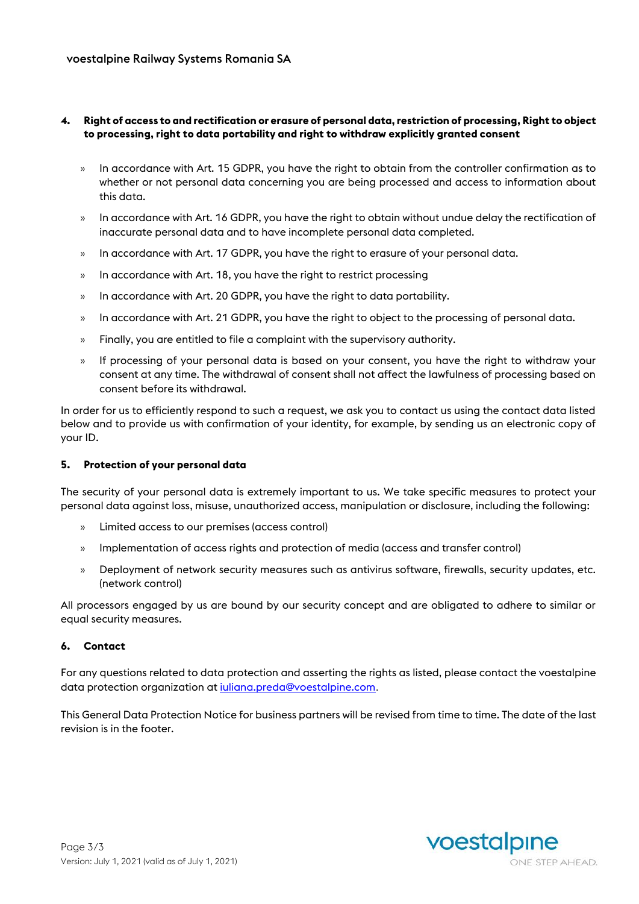## 4. Right of access to and rectification or erasure of personal data, restriction of processing, Right to object to processing, right to data portability and right to withdraw explicitly granted consent

- In accordance with Art. 15 GDPR, you have the right to obtain from the controller confirmation as to whether or not personal data concerning you are being processed and access to information about this data.
- In accordance with Art. 16 GDPR, you have the right to obtain without undue delay the rectification of inaccurate personal data and to have incomplete personal data completed.
- In accordance with Art. 17 GDPR, you have the right to erasure of your personal data.
- In accordance with Art. 18, you have the right to restrict processing
- In accordance with Art. 20 GDPR, you have the right to data portability.
- In accordance with Art. 21 GDPR, you have the right to object to the processing of personal data.
- Finally, you are entitled to file a complaint with the supervisory authority.
- If processing of your personal data is based on your consent, you have the right to withdraw your consent at any time. The withdrawal of consent shall not affect the lawfulness of processing based on consent before its withdrawal.

In order for us to efficiently respond to such a request, we ask you to contact us using the contact data listed below and to provide us with confirmation of your identity, for example, by sending us an electronic copy of your ID.

## 5. Protection of your personal data

The security of your personal data is extremely important to us. We take specific measures to protect your personal data against loss, misuse, unauthorized access, manipulation or disclosure, including the following:

- Limited access to our premises (access control)
- Implementation of access rights and protection of media (access and transfer control)
- Deployment of network security measures such as antivirus software, firewalls, security updates, etc. (network control)

All processors engaged by us are bound by our security concept and are obligated to adhere to similar or equal security measures.

## 6. Contact

For any questions related to data protection and asserting the rights as listed, please contact the voestalpine data protection organization at iuliana.preda@voestalpine.com.

This General Data Protection Notice for business partners will be revised from time to time. The date of the last revision is in the footer.

Version: July 1, 2021 (valid as of July 1, 2021)